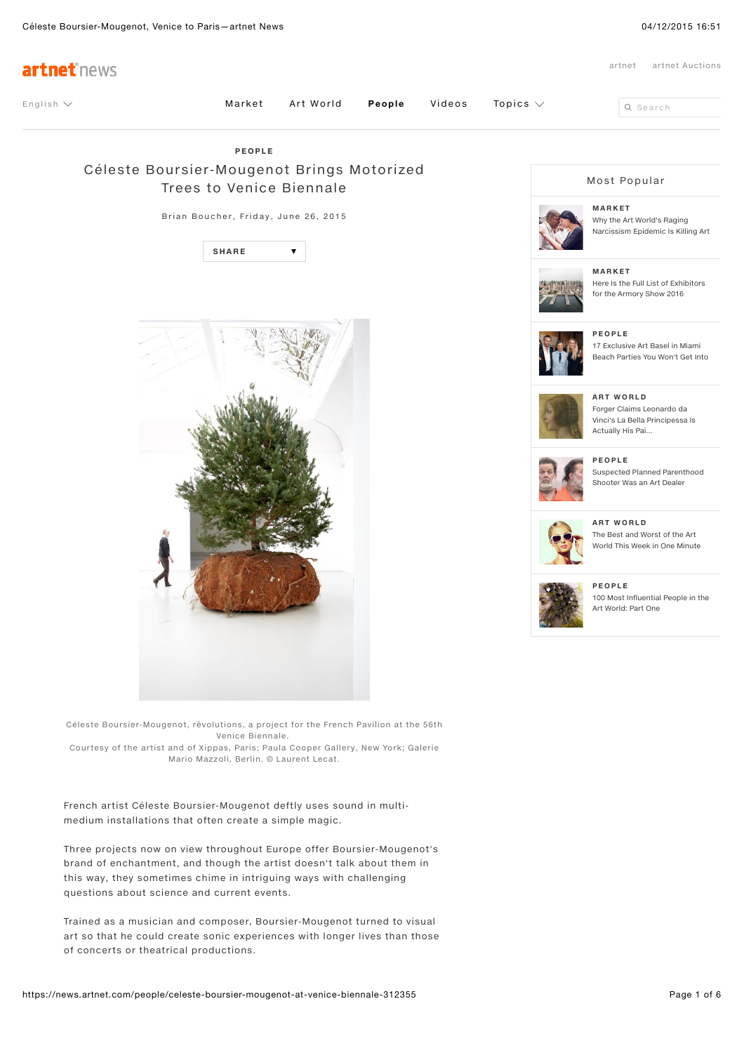PEOPLE

# Céleste Boursier-Mougenot Brings Motorized Trees to Venice Biennale

Brian Boucher, Friday, June 26, 2015

Céleste Boursier-Mougenot, rêvolutions, a project for the French Pavilion at the 56th Venice Biennale.
Courtesy of the artist and of Xippas, Paris; Paula Cooper Gallery, New York; Galerie Mario Mazzoli, Berlin. © Laurent Lecat.

French artist Céleste Boursier-Mougenot deftly uses sound in multi-medium installations that often create a simple magic.

Three projects now on view throughout Europe offer Boursier-Mougenot's brand of enchantment, and though the artist doesn't talk about them in this way, they sometimes chime in intriguing ways with challenging questions about science and current events.

Trained as a musician and composer, Boursier-Mougenot turned to visual art so that he could create sonic experiences with longer lives than those of concerts or theatrical productions.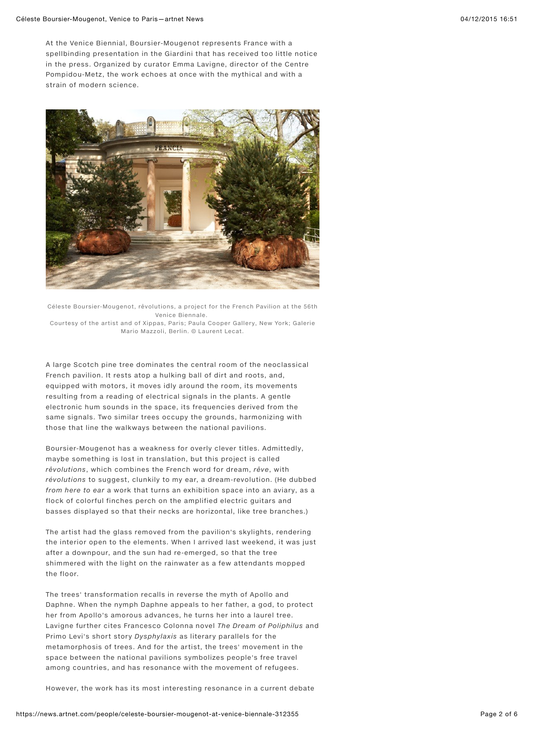At the Venice Biennial, Boursier-Mougenot represents France with a spellbinding presentation in the Giardini that has received too little notice in the press. Organized by curator Emma Lavigne, director of the Centre Pompidou-Metz, the work echoes at once with the mythical and with a strain of modern science.

Céleste Boursier-Mougenot, rêvolutions, a project for the French Pavilion at the 56th Venice Biennale.
Courtesy of the artist and of Xippas, Paris; Paula Cooper Gallery, New York; Galerie Mario Mazzoli, Berlin. © Laurent Lecat.

A large Scotch pine tree dominates the central room of the neoclassical French pavilion. It rests atop a hulking ball of dirt and roots, and, equipped with motors, it moves idly around the room, its movements resulting from a reading of electrical signals in the plants. A gentle electronic hum sounds in the space, its frequencies derived from the same signals. Two similar trees occupy the grounds, harmonizing with those that line the walkways between the national pavilions.

Boursier-Mougenot has a weakness for overly clever titles. Admittedly, maybe something is lost in translation, but this project is called *rêvolutions*, which combines the French word for dream, *rêve*, with *révolutions* to suggest, clunkily to my ear, a dream-revolution. (He dubbed *from here to ear* a work that turns an exhibition space into an aviary, as a flock of colorful finches perch on the amplified electric guitars and basses displayed so that their necks are horizontal, like tree branches.)

The artist had the glass removed from the pavilion's skylights, rendering the interior open to the elements. When I arrived last weekend, it was just after a downpour, and the sun had re-emerged, so that the tree shimmered with the light on the rainwater as a few attendants mopped the floor.

The trees' transformation recalls in reverse the myth of Apollo and Daphne. When the nymph Daphne appeals to her father, a god, to protect her from Apollo's amorous advances, he turns her into a laurel tree. Lavigne further cites Francesco Colonna novel *The Dream of Poliphilus* and Primo Levi's short story *Dysphylaxis* as literary parallels for the metamorphosis of trees. And for the artist, the trees' movement in the space between the national pavilions symbolizes people's free travel among countries, and has resonance with the movement of refugees.

However, the work has its most interesting resonance in a current debate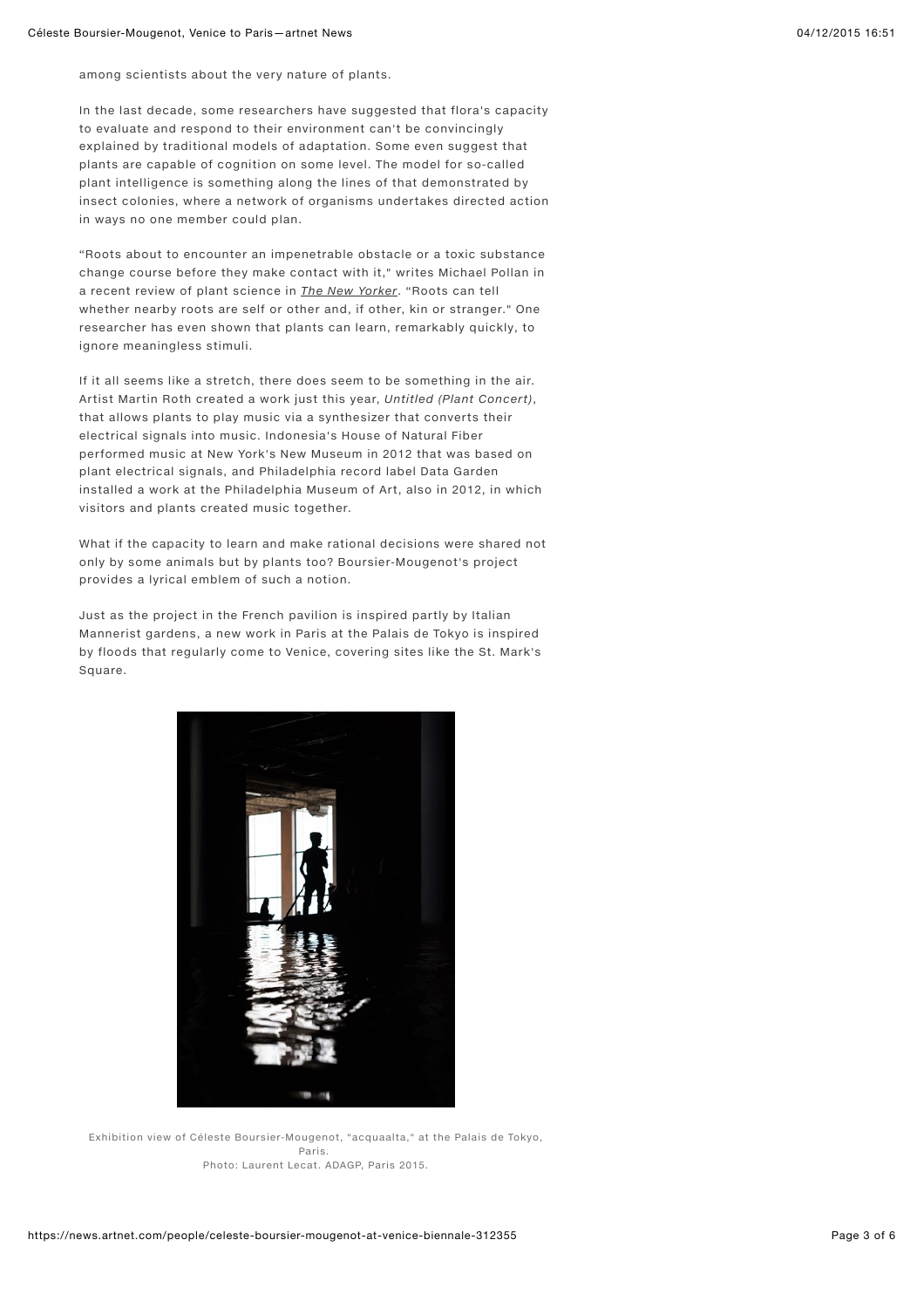among scientists about the very nature of plants.

In the last decade, some researchers have suggested that flora's capacity to evaluate and respond to their environment can't be convincingly explained by traditional models of adaptation. Some even suggest that plants are capable of cognition on some level. The model for so-called plant intelligence is something along the lines of that demonstrated by insect colonies, where a network of organisms undertakes directed action in ways no one member could plan.

"Roots about to encounter an impenetrable obstacle or a toxic substance change course before they make contact with it," writes Michael Pollan in a recent review of plant science in *The New Yorker*. "Roots can tell whether nearby roots are self or other and, if other, kin or stranger." One researcher has even shown that plants can learn, remarkably quickly, to ignore meaningless stimuli.

If it all seems like a stretch, there does seem to be something in the air. Artist Martin Roth created a work just this year, *Untitled (Plant Concert)*, that allows plants to play music via a synthesizer that converts their electrical signals into music. Indonesia's House of Natural Fiber performed music at New York's New Museum in 2012 that was based on plant electrical signals, and Philadelphia record label Data Garden installed a work at the Philadelphia Museum of Art, also in 2012, in which visitors and plants created music together.

What if the capacity to learn and make rational decisions were shared not only by some animals but by plants too? Boursier-Mougenot's project provides a lyrical emblem of such a notion.

Just as the project in the French pavilion is inspired partly by Italian Mannerist gardens, a new work in Paris at the Palais de Tokyo is inspired by floods that regularly come to Venice, covering sites like the St. Mark's Square.

Exhibition view of Céleste Boursier-Mougenot, "acquaalta," at the Palais de Tokyo, Paris.
Photo: Laurent Lecat. ADAGP, Paris 2015.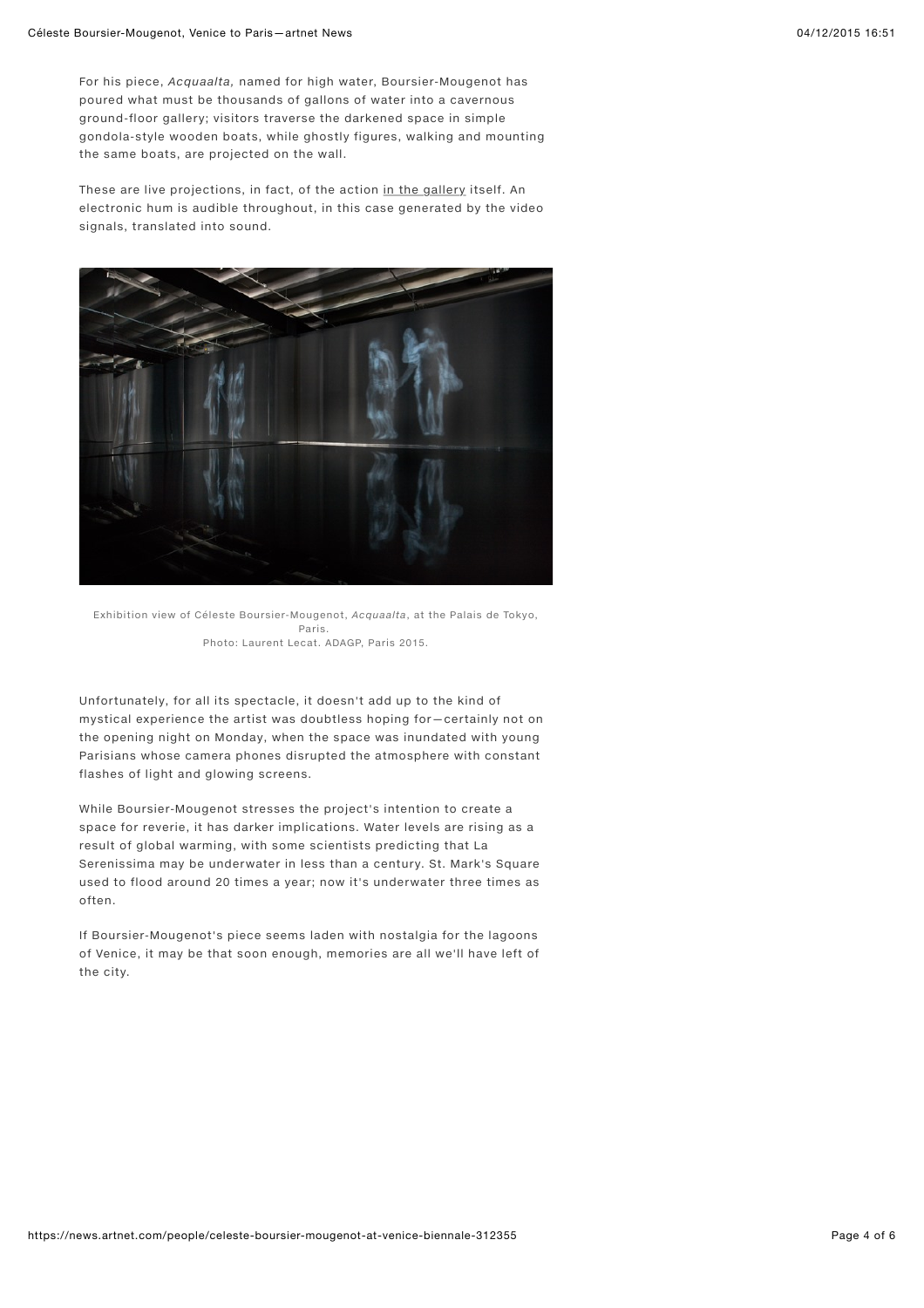For his piece, *Acquaalta,* named for high water, Boursier-Mougenot has poured what must be thousands of gallons of water into a cavernous ground-floor gallery; visitors traverse the darkened space in simple gondola-style wooden boats, while ghostly figures, walking and mounting the same boats, are projected on the wall.

These are live projections, in fact, of the action in the gallery itself. An electronic hum is audible throughout, in this case generated by the video signals, translated into sound.

Exhibition view of Céleste Boursier-Mougenot, *Acquaalta*, at the Palais de Tokyo, Paris.
Photo: Laurent Lecat. ADAGP, Paris 2015.

Unfortunately, for all its spectacle, it doesn't add up to the kind of mystical experience the artist was doubtless hoping for—certainly not on the opening night on Monday, when the space was inundated with young Parisians whose camera phones disrupted the atmosphere with constant flashes of light and glowing screens.

While Boursier-Mougenot stresses the project's intention to create a space for reverie, it has darker implications. Water levels are rising as a result of global warming, with some scientists predicting that La Serenissima may be underwater in less than a century. St. Mark's Square used to flood around 20 times a year; now it's underwater three times as often.

If Boursier-Mougenot's piece seems laden with nostalgia for the lagoons of Venice, it may be that soon enough, memories are all we'll have left of the city.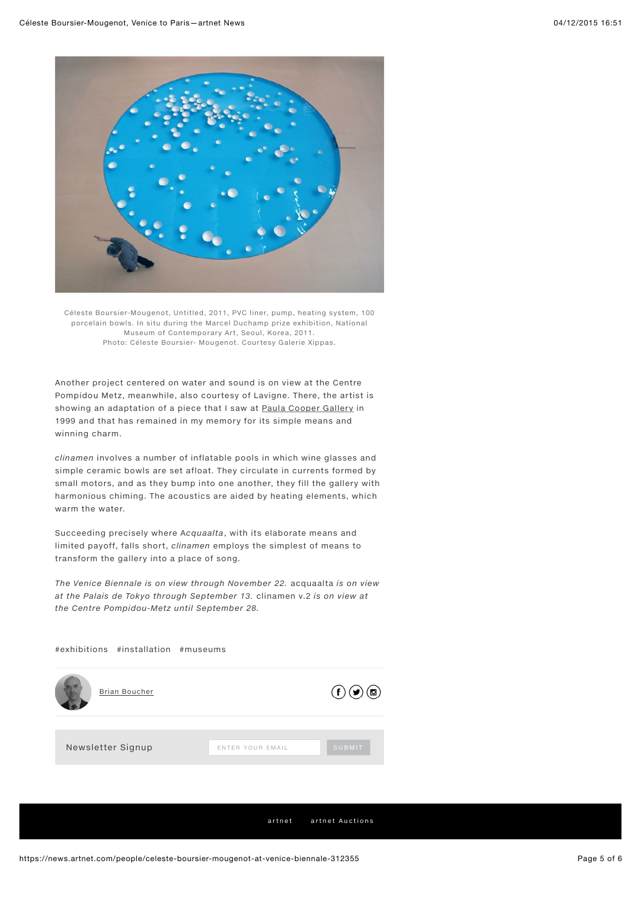Céleste Boursier-Mougenot, Untitled, 2011, PVC liner, pump, heating system, 100 porcelain bowls. In situ during the Marcel Duchamp prize exhibition, National Museum of Contemporary Art, Seoul, Korea, 2011.
Photo: Céleste Boursier- Mougenot. Courtesy Galerie Xippas.

Another project centered on water and sound is on view at the Centre Pompidou Metz, meanwhile, also courtesy of Lavigne. There, the artist is showing an adaptation of a piece that I saw at Paula Cooper Gallery in 1999 and that has remained in my memory for its simple means and winning charm.

*clinamen* involves a number of inflatable pools in which wine glasses and simple ceramic bowls are set afloat. They circulate in currents formed by small motors, and as they bump into one another, they fill the gallery with harmonious chiming. The acoustics are aided by heating elements, which warm the water.

Succeeding precisely where *Acquaalta*, with its elaborate means and limited payoff, falls short, *clinamen* employs the simplest of means to transform the gallery into a place of song.

*The Venice Biennale is on view through November 22.* acquaalta *is on view at the Palais de Tokyo through September 13.* clinamen v.2 *is on view at the Centre Pompidou-Metz until September 28.*

#exhibitions #installation #museums

Brian Boucher

Newsletter Signup

ENTER YOUR EMAIL

SUBMIT

artnet artnet Auctions